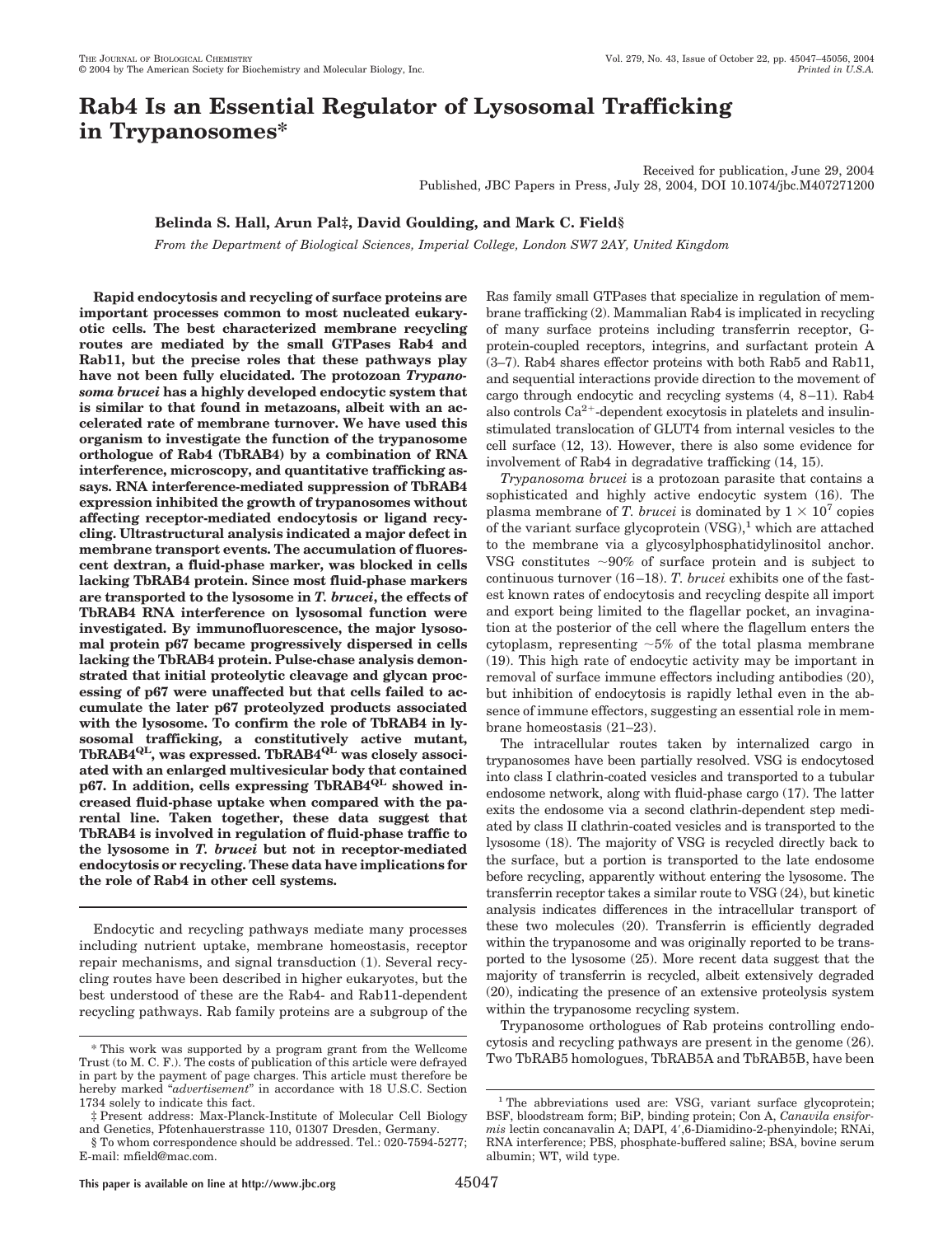# Rab4 Is an Essential Regulator of Lysosomal Trafficking in Trypanosomes*

Received for publication, June 29, 2004
Published, JBC Papers in Press, July 28, 2004, DOI 10.1074/jbc.M407271200

**Belinda S. Hall, Arun Pal‡, David Goulding, and Mark C. Field§**

*From the Department of Biological Sciences, Imperial College, London SW7 2AY, United Kingdom*

**Rapid endocytosis and recycling of surface proteins are important processes common to most nucleated eukaryotic cells. The best characterized membrane recycling routes are mediated by the small GTPases Rab4 and Rab11, but the precise roles that these pathways play have not been fully elucidated. The protozoan *Trypanosoma brucei* has a highly developed endocytic system that is similar to that found in metazoans, albeit with an accelerated rate of membrane turnover. We have used this organism to investigate the function of the trypanosome orthologue of Rab4 (TbRAB4) by a combination of RNA interference, microscopy, and quantitative trafficking assays. RNA interference-mediated suppression of TbRAB4 expression inhibited the growth of trypanosomes without affecting receptor-mediated endocytosis or ligand recycling. Ultrastructural analysis indicated a major defect in membrane transport events. The accumulation of fluorescent dextran, a fluid-phase marker, was blocked in cells lacking TbRAB4 protein. Since most fluid-phase markers are transported to the lysosome in *T. brucei*, the effects of TbRAB4 RNA interference on lysosomal function were investigated. By immunofluorescence, the major lysosomal protein p67 became progressively dispersed in cells lacking the TbRAB4 protein. Pulse-chase analysis demonstrated that initial proteolytic cleavage and glycan processing of p67 were unaffected but that cells failed to accumulate the later p67 proteolyzed products associated with the lysosome. To confirm the role of TbRAB4 in lysosomal trafficking, a constitutively active mutant, TbRAB4$^{QL}$, was expressed. TbRAB4$^{QL}$ was closely associated with an enlarged multivesicular body that contained p67. In addition, cells expressing TbRAB4$^{QL}$ showed increased fluid-phase uptake when compared with the parental line. Taken together, these data suggest that TbRAB4 is involved in regulation of fluid-phase traffic to the lysosome in *T. brucei* but not in receptor-mediated endocytosis or recycling. These data have implications for the role of Rab4 in other cell systems.**

Endocytic and recycling pathways mediate many processes including nutrient uptake, membrane homeostasis, receptor repair mechanisms, and signal transduction (1). Several recycling routes have been described in higher eukaryotes, but the best understood of these are the Rab4- and Rab11-dependent recycling pathways. Rab family proteins are a subgroup of the Ras family small GTPases that specialize in regulation of membrane trafficking (2). Mammalian Rab4 is implicated in recycling of many surface proteins including transferrin receptor, G-protein-coupled receptors, integrins, and surfactant protein A (3–7). Rab4 shares effector proteins with both Rab5 and Rab11, and sequential interactions provide direction to the movement of cargo through endocytic and recycling systems (4, 8–11). Rab4 also controls $Ca^{2+}$-dependent exocytosis in platelets and insulin-stimulated translocation of GLUT4 from internal vesicles to the cell surface (12, 13). However, there is also some evidence for involvement of Rab4 in degradative trafficking (14, 15).

*Trypanosoma brucei* is a protozoan parasite that contains a sophisticated and highly active endocytic system (16). The plasma membrane of *T. brucei* is dominated by $1 \times 10^7$ copies of the variant surface glycoprotein (VSG),[1] which are attached to the membrane via a glycosylphosphatidylinositol anchor. VSG constitutes ~90% of surface protein and is subject to continuous turnover (16–18). *T. brucei* exhibits one of the fastest known rates of endocytosis and recycling despite all import and export being limited to the flagellar pocket, an invagination at the posterior of the cell where the flagellum enters the cytoplasm, representing ~5% of the total plasma membrane (19). This high rate of endocytic activity may be important in removal of surface immune effectors including antibodies (20), but inhibition of endocytosis is rapidly lethal even in the absence of immune effectors, suggesting an essential role in membrane homeostasis (21–23).

The intracellular routes taken by internalized cargo in trypanosomes have been partially resolved. VSG is endocytosed into class I clathrin-coated vesicles and transported to a tubular endosome network, along with fluid-phase cargo (17). The latter exits the endosome via a second clathrin-dependent step mediated by class II clathrin-coated vesicles and is transported to the lysosome (18). The majority of VSG is recycled directly back to the surface, but a portion is transported to the late endosome before recycling, apparently without entering the lysosome. The transferrin receptor takes a similar route to VSG (24), but kinetic analysis indicates differences in the intracellular transport of these two molecules (20). Transferrin is efficiently degraded within the trypanosome and was originally reported to be transported to the lysosome (25). More recent data suggest that the majority of transferrin is recycled, albeit extensively degraded (20), indicating the presence of an extensive proteolysis system within the trypanosome recycling system.

Trypanosome orthologues of Rab proteins controlling endocytosis and recycling pathways are present in the genome (26). Two TbRAB5 homologues, TbRAB5A and TbRAB5B, have been

\* This work was supported by a program grant from the Wellcome Trust (to M. C. F.). The costs of publication of this article were defrayed in part by the payment of page charges. This article must therefore be hereby marked "*advertisement*" in accordance with 18 U.S.C. Section 1734 solely to indicate this fact.

‡ Present address: Max-Planck-Institute of Molecular Cell Biology and Genetics, Pfotenhauerstrasse 110, 01307 Dresden, Germany.

§ To whom correspondence should be addressed. Tel.: 020-7594-5277; E-mail: mfield@mac.com.

[1] The abbreviations used are: VSG, variant surface glycoprotein; BSF, bloodstream form; BiP, binding protein; Con A, *Canavila ensiformis* lectin concanavalin A; DAPI, 4′,6-Diamidino-2-phenyindole; RNAi, RNA interference; PBS, phosphate-buffered saline; BSA, bovine serum albumin; WT, wild type.

This paper is available on line at http://www.jbc.org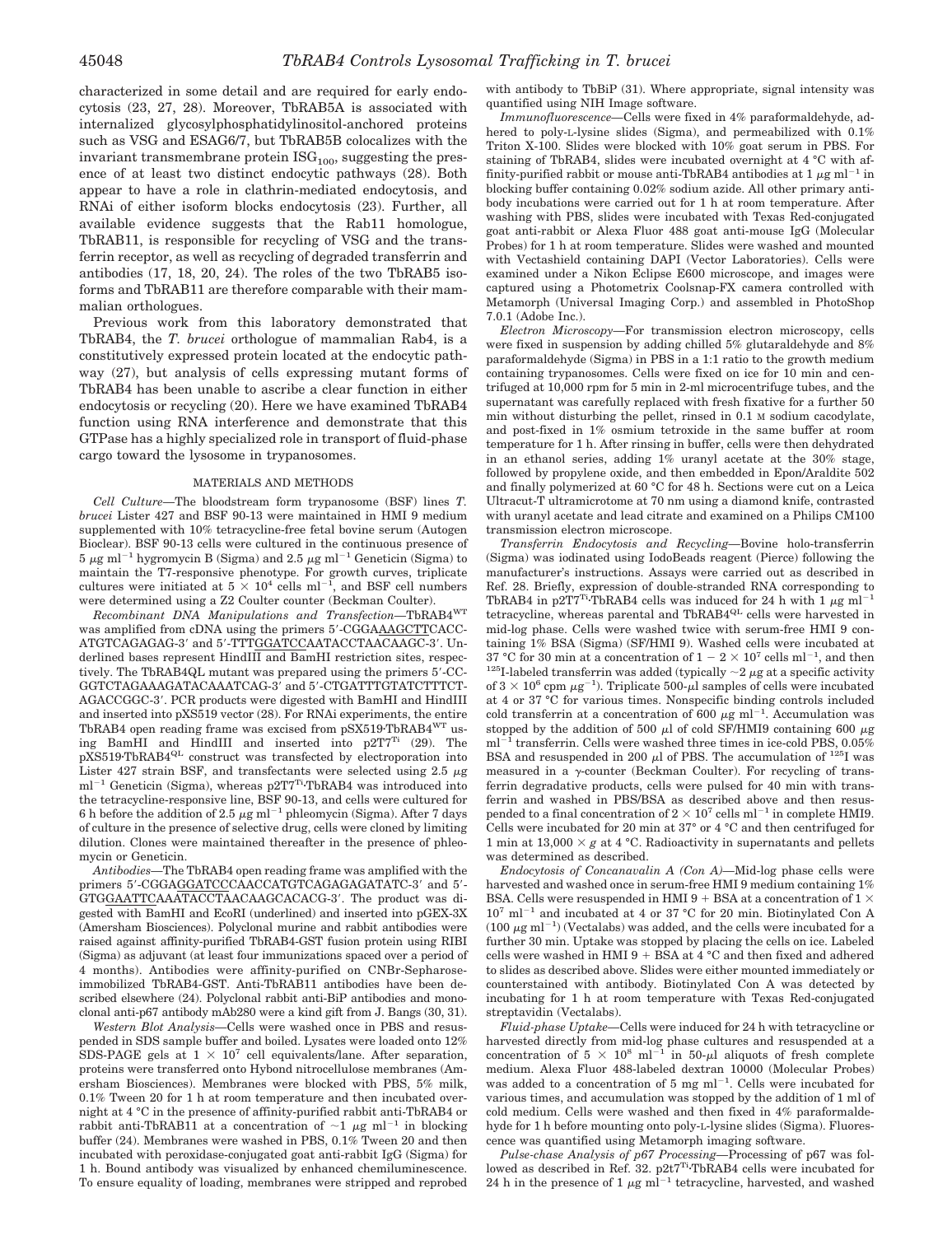characterized in some detail and are required for early endocytosis (23, 27, 28). Moreover, TbRAB5A is associated with internalized glycosylphosphatidylinositol-anchored proteins such as VSG and ESAG6/7, but TbRAB5B colocalizes with the invariant transmembrane protein $ISG_{100}$, suggesting the presence of at least two distinct endocytic pathways (28). Both appear to have a role in clathrin-mediated endocytosis, and RNAi of either isoform blocks endocytosis (23). Further, all available evidence suggests that the Rab11 homologue, TbRAB11, is responsible for recycling of VSG and the transferrin receptor, as well as recycling of degraded transferrin and antibodies (17, 18, 20, 24). The roles of the two TbRAB5 isoforms and TbRAB11 are therefore comparable with their mammalian orthologues.

Previous work from this laboratory demonstrated that TbRAB4, the *T. brucei* orthologue of mammalian Rab4, is a constitutively expressed protein located at the endocytic pathway (27), but analysis of cells expressing mutant forms of TbRAB4 has been unable to ascribe a clear function in either endocytosis or recycling (20). Here we have examined TbRAB4 function using RNA interference and demonstrate that this GTPase has a highly specialized role in transport of fluid-phase cargo toward the lysosome in trypanosomes.

## MATERIALS AND METHODS

*Cell Culture*—The bloodstream form trypanosome (BSF) lines *T. brucei* Lister 427 and BSF 90-13 were maintained in HMI 9 medium supplemented with 10% tetracycline-free fetal bovine serum (Autogen Bioclear). BSF 90-13 cells were cultured in the continuous presence of 5 $\mu$g ml$^{-1}$ hygromycin B (Sigma) and 2.5 $\mu$g ml$^{-1}$ Geneticin (Sigma) to maintain the T7-responsive phenotype. For growth curves, triplicate cultures were initiated at $5 \times 10^4$ cells ml$^{-1}$, and BSF cell numbers were determined using a Z2 Coulter counter (Beckman Coulter).

*Recombinant DNA Manipulations and Transfection*—TbRAB4$^{WT}$ was amplified from cDNA using the primers 5′-CGGAAAGCTTCACCATGTCAGAGAG-3′ and 5′-TTTGGATCCAATACCTAACAAGC-3′. Underlined bases represent HindIII and BamHI restriction sites, respectively. The TbRAB4QL mutant was prepared using the primers 5′-CCGGTCTAGAAAGATACAAATCAG-3′ and 5′-CTGATTTGTATCTTTCTAGACCGGC-3′. PCR products were digested with BamHI and HindIII and inserted into pXS519 vector (28). For RNAi experiments, the entire TbRAB4 open reading frame was excised from pSX519·TbRAB4$^{WT}$ using BamHI and HindIII and inserted into p2T7$^{Ti}$ (29). The pXS519·TbRAB4$^{QL}$ construct was transfected by electroporation into Lister 427 strain BSF, and transfectants were selected using 2.5 $\mu$g ml$^{-1}$ Geneticin (Sigma), whereas p2T7$^{Ti}$·TbRAB4 was introduced into the tetracycline-responsive line, BSF 90-13, and cells were cultured for 6 h before the addition of 2.5 $\mu$g ml$^{-1}$ phleomycin (Sigma). After 7 days of culture in the presence of selective drug, cells were cloned by limiting dilution. Clones were maintained thereafter in the presence of phleomycin or Geneticin.

*Antibodies*—The TbRAB4 open reading frame was amplified with the primers 5′-CGGAGGATCCCAACCATGTCAGAGAGATATC-3′ and 5′-GTGGAATTCAAATACCTAACAAGCACACG-3′. The product was digested with BamHI and EcoRI (underlined) and inserted into pGEX-3X (Amersham Biosciences). Polyclonal murine and rabbit antibodies were raised against affinity-purified TbRAB4-GST fusion protein using RIBI (Sigma) as adjuvant (at least four immunizations spaced over a period of 4 months). Antibodies were affinity-purified on CNBr-Sepharose-immobilized TbRAB4-GST. Anti-TbRAB11 antibodies have been described elsewhere (24). Polyclonal rabbit anti-BiP antibodies and monoclonal anti-p67 antibody mAb280 were a kind gift from J. Bangs (30, 31).

*Western Blot Analysis*—Cells were washed once in PBS and resuspended in SDS sample buffer and boiled. Lysates were loaded onto 12% SDS-PAGE gels at $1 \times 10^7$ cell equivalents/lane. After separation, proteins were transferred onto Hybond nitrocellulose membranes (Amersham Biosciences). Membranes were blocked with PBS, 5% milk, 0.1% Tween 20 for 1 h at room temperature and then incubated overnight at 4 °C in the presence of affinity-purified rabbit anti-TbRAB4 or rabbit anti-TbRAB11 at a concentration of ~1 $\mu$g ml$^{-1}$ in blocking buffer (24). Membranes were washed in PBS, 0.1% Tween 20 and then incubated with peroxidase-conjugated goat anti-rabbit IgG (Sigma) for 1 h. Bound antibody was visualized by enhanced chemiluminescence. To ensure equality of loading, membranes were stripped and reprobed with antibody to TbBiP (31). Where appropriate, signal intensity was quantified using NIH Image software.

*Immunofluorescence*—Cells were fixed in 4% paraformaldehyde, adhered to poly-L-lysine slides (Sigma), and permeabilized with 0.1% Triton X-100. Slides were blocked with 10% goat serum in PBS. For staining of TbRAB4, slides were incubated overnight at 4 °C with affinity-purified rabbit or mouse anti-TbRAB4 antibodies at 1 $\mu$g ml$^{-1}$ in blocking buffer containing 0.02% sodium azide. All other primary antibody incubations were carried out for 1 h at room temperature. After washing with PBS, slides were incubated with Texas Red-conjugated goat anti-rabbit or Alexa Fluor 488 goat anti-mouse IgG (Molecular Probes) for 1 h at room temperature. Slides were washed and mounted with Vectashield containing DAPI (Vector Laboratories). Cells were examined under a Nikon Eclipse E600 microscope, and images were captured using a Photometrix Coolsnap-FX camera controlled with Metamorph (Universal Imaging Corp.) and assembled in PhotoShop 7.0.1 (Adobe Inc.).

*Electron Microscopy*—For transmission electron microscopy, cells were fixed in suspension by adding chilled 5% glutaraldehyde and 8% paraformaldehyde (Sigma) in PBS in a 1:1 ratio to the growth medium containing trypanosomes. Cells were fixed on ice for 10 min and centrifuged at 10,000 rpm for 5 min in 2-ml microcentrifuge tubes, and the supernatant was carefully replaced with fresh fixative for a further 50 min without disturbing the pellet, rinsed in 0.1 M sodium cacodylate, and post-fixed in 1% osmium tetroxide in the same buffer at room temperature for 1 h. After rinsing in buffer, cells were then dehydrated in an ethanol series, adding 1% uranyl acetate at the 30% stage, followed by propylene oxide, and then embedded in Epon/Araldite 502 and finally polymerized at 60 °C for 48 h. Sections were cut on a Leica Ultracut-T ultramicrotome at 70 nm using a diamond knife, contrasted with uranyl acetate and lead citrate and examined on a Philips CM100 transmission electron microscope.

*Transferrin Endocytosis and Recycling*—Bovine holo-transferrin (Sigma) was iodinated using IodoBeads reagent (Pierce) following the manufacturer's instructions. Assays were carried out as described in Ref. 28. Briefly, expression of double-stranded RNA corresponding to TbRAB4 in p2T7$^{Ti}$·TbRAB4 cells was induced for 24 h with 1 $\mu$g ml$^{-1}$ tetracycline, whereas parental and TbRAB4$^{QL}$ cells were harvested in mid-log phase. Cells were washed twice with serum-free HMI 9 containing 1% BSA (Sigma) (SF/HMI 9). Washed cells were incubated at 37 °C for 30 min at a concentration of $1 - 2 \times 10^7$ cells ml$^{-1}$, and then $^{125}$I-labeled transferrin was added (typically ~2 $\mu$g at a specific activity of $3 \times 10^6$ cpm $\mu$g$^{-1}$). Triplicate 500-$\mu$l samples of cells were incubated at 4 or 37 °C for various times. Nonspecific binding controls included cold transferrin at a concentration of 600 $\mu$g ml$^{-1}$. Accumulation was stopped by the addition of 500 $\mu$l of cold SF/HMI9 containing 600 $\mu$g ml$^{-1}$ transferrin. Cells were washed three times in ice-cold PBS, 0.05% BSA and resuspended in 200 $\mu$l of PBS. The accumulation of $^{125}$I was measured in a $\gamma$-counter (Beckman Coulter). For recycling of transferrin degradative products, cells were pulsed for 40 min with transferrin and washed in PBS/BSA as described above and then resuspended to a final concentration of $2 \times 10^7$ cells ml$^{-1}$ in complete HMI9. Cells were incubated for 20 min at 37° or 4 °C and then centrifuged for 1 min at 13,000 × *g* at 4 °C. Radioactivity in supernatants and pellets was determined as described.

*Endocytosis of Concanavalin A (Con A)*—Mid-log phase cells were harvested and washed once in serum-free HMI 9 medium containing 1% BSA. Cells were resuspended in HMI 9 + BSA at a concentration of $1 \times 10^7$ ml$^{-1}$ and incubated at 4 or 37 °C for 20 min. Biotinylated Con A (100 $\mu$g ml$^{-1}$) (Vectalabs) was added, and the cells were incubated for a further 30 min. Uptake was stopped by placing the cells on ice. Labeled cells were washed in HMI 9 + BSA at 4 °C and then fixed and adhered to slides as described above. Slides were either mounted immediately or counterstained with antibody. Biotinylated Con A was detected by incubating for 1 h at room temperature with Texas Red-conjugated streptavidin (Vectalabs).

*Fluid-phase Uptake*—Cells were induced for 24 h with tetracycline or harvested directly from mid-log phase cultures and resuspended at a concentration of $5 \times 10^8$ ml$^{-1}$ in 50-$\mu$l aliquots of fresh complete medium. Alexa Fluor 488-labeled dextran 10000 (Molecular Probes) was added to a concentration of 5 mg ml$^{-1}$. Cells were incubated for various times, and accumulation was stopped by the addition of 1 ml of cold medium. Cells were washed and then fixed in 4% paraformaldehyde for 1 h before mounting onto poly-L-lysine slides (Sigma). Fluorescence was quantified using Metamorph imaging software.

*Pulse-chase Analysis of p67 Processing*—Processing of p67 was followed as described in Ref. 32. p2t7$^{Ti}$·TbRAB4 cells were incubated for 24 h in the presence of 1 $\mu$g ml$^{-1}$ tetracycline, harvested, and washed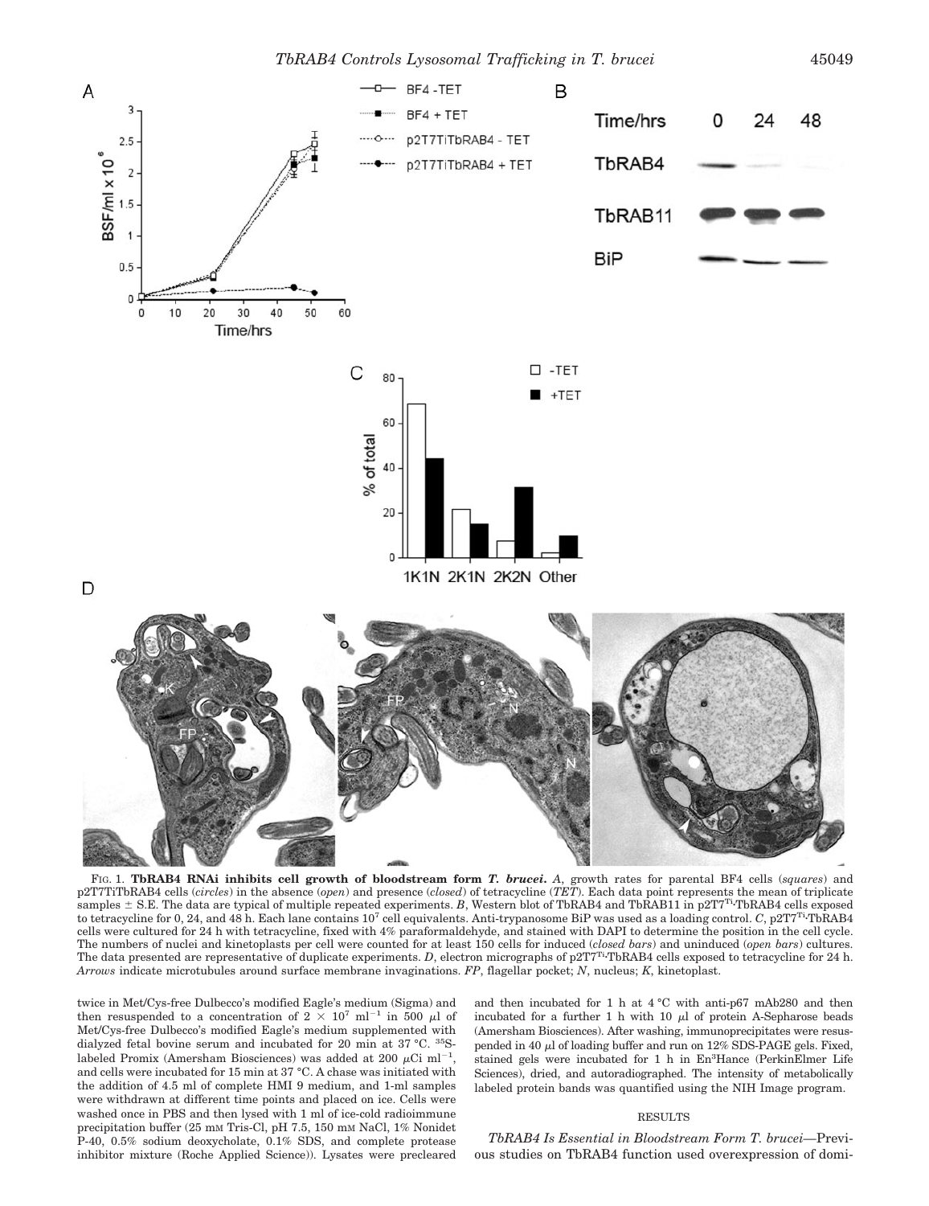FIG. 1. **TbRAB4 RNAi inhibits cell growth of bloodstream form *T. brucei*.** *A*, growth rates for parental BF4 cells (*squares*) and p2T7TiTbRAB4 cells (*circles*) in the absence (*open*) and presence (*closed*) of tetracycline (*TET*). Each data point represents the mean of triplicate samples ± S.E. The data are typical of multiple repeated experiments. *B*, Western blot of TbRAB4 and TbRAB11 in p2T7$^{Ti}$·TbRAB4 cells exposed to tetracycline for 0, 24, and 48 h. Each lane contains $10^7$ cell equivalents. Anti-trypanosome BiP was used as a loading control. *C*, p2T7$^{Ti}$·TbRAB4 cells were cultured for 24 h with tetracycline, fixed with 4% paraformaldehyde, and stained with DAPI to determine the position in the cell cycle. The numbers of nuclei and kinetoplasts per cell were counted for at least 150 cells for induced (*closed bars*) and uninduced (*open bars*) cultures. The data presented are representative of duplicate experiments. *D*, electron micrographs of p2T7$^{Ti}$·TbRAB4 cells exposed to tetracycline for 24 h. *Arrows* indicate microtubules around surface membrane invaginations. *FP*, flagellar pocket; *N*, nucleus; *K*, kinetoplast.

twice in Met/Cys-free Dulbecco's modified Eagle's medium (Sigma) and then resuspended to a concentration of $2 \times 10^7$ ml$^{-1}$ in 500 µl of Met/Cys-free Dulbecco's modified Eagle's medium supplemented with dialyzed fetal bovine serum and incubated for 20 min at 37 °C. $^{35}$S-labeled Promix (Amersham Biosciences) was added at 200 µCi ml$^{-1}$, and cells were incubated for 15 min at 37 °C. A chase was initiated with the addition of 4.5 ml of complete HMI 9 medium, and 1-ml samples were withdrawn at different time points and placed on ice. Cells were washed once in PBS and then lysed with 1 ml of ice-cold radioimmune precipitation buffer (25 mM Tris-Cl, pH 7.5, 150 mM NaCl, 1% Nonidet P-40, 0.5% sodium deoxycholate, 0.1% SDS, and complete protease inhibitor mixture (Roche Applied Science)). Lysates were precleared and then incubated for 1 h at 4 °C with anti-p67 mAb280 and then incubated for a further 1 h with 10 µl of protein A-Sepharose beads (Amersham Biosciences). After washing, immunoprecipitates were resuspended in 40 µl of loading buffer and run on 12% SDS-PAGE gels. Fixed, stained gels were incubated for 1 h in En$^3$Hance (PerkinElmer Life Sciences), dried, and autoradiographed. The intensity of metabolically labeled protein bands was quantified using the NIH Image program.

## RESULTS

*TbRAB4 Is Essential in Bloodstream Form T. brucei*—Previous studies on TbRAB4 function used overexpression of domi-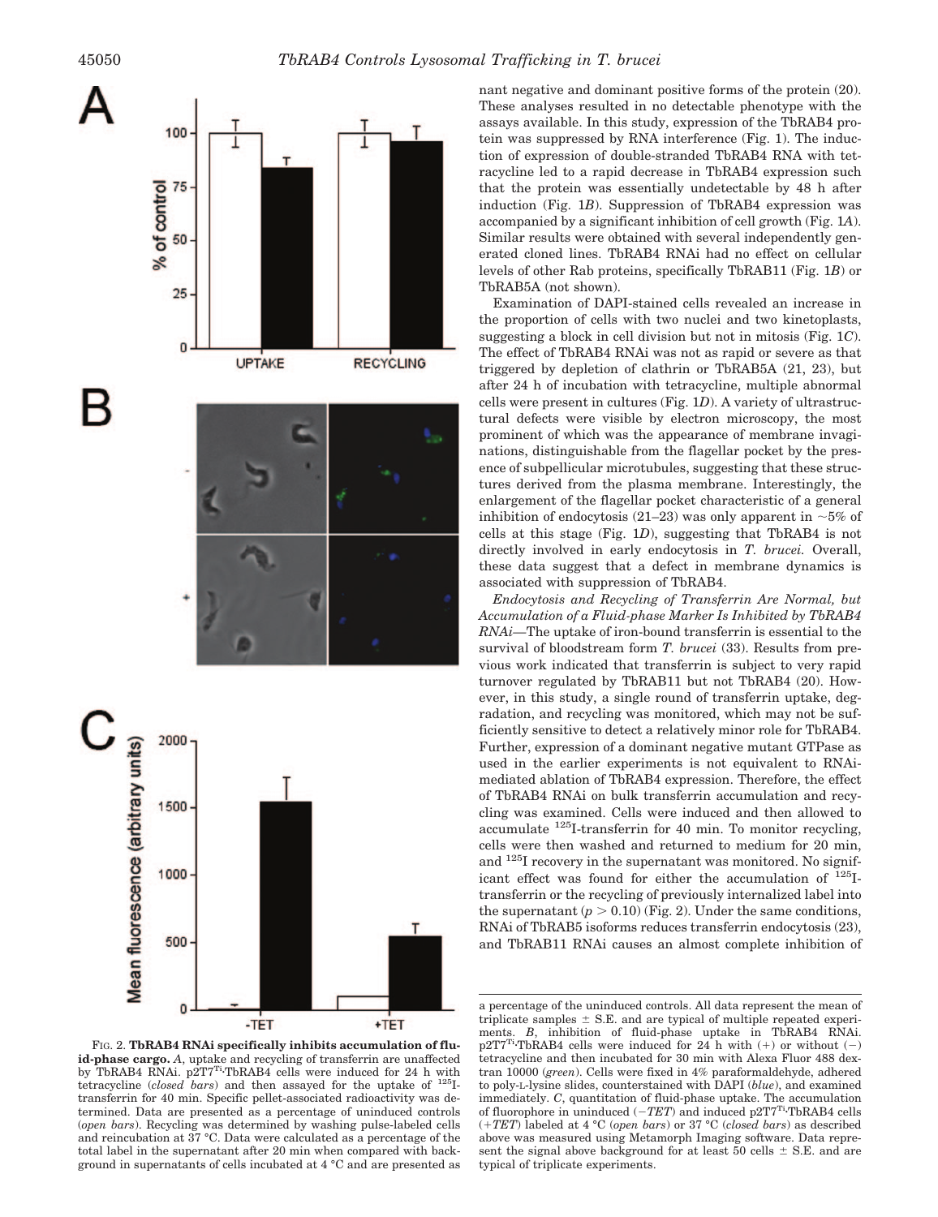nant negative and dominant positive forms of the protein (20). These analyses resulted in no detectable phenotype with the assays available. In this study, expression of the TbRAB4 protein was suppressed by RNA interference (Fig. 1). The induction of expression of double-stranded TbRAB4 RNA with tetracycline led to a rapid decrease in TbRAB4 expression such that the protein was essentially undetectable by 48 h after induction (Fig. 1*B*). Suppression of TbRAB4 expression was accompanied by a significant inhibition of cell growth (Fig. 1*A*). Similar results were obtained with several independently generated cloned lines. TbRAB4 RNAi had no effect on cellular levels of other Rab proteins, specifically TbRAB11 (Fig. 1*B*) or TbRAB5A (not shown).

Examination of DAPI-stained cells revealed an increase in the proportion of cells with two nuclei and two kinetoplasts, suggesting a block in cell division but not in mitosis (Fig. 1*C*). The effect of TbRAB4 RNAi was not as rapid or severe as that triggered by depletion of clathrin or TbRAB5A (21, 23), but after 24 h of incubation with tetracycline, multiple abnormal cells were present in cultures (Fig. 1*D*). A variety of ultrastructural defects were visible by electron microscopy, the most prominent of which was the appearance of membrane invaginations, distinguishable from the flagellar pocket by the presence of subpellicular microtubules, suggesting that these structures derived from the plasma membrane. Interestingly, the enlargement of the flagellar pocket characteristic of a general inhibition of endocytosis (21–23) was only apparent in ~5% of cells at this stage (Fig. 1*D*), suggesting that TbRAB4 is not directly involved in early endocytosis in *T. brucei*. Overall, these data suggest that a defect in membrane dynamics is associated with suppression of TbRAB4.

*Endocytosis and Recycling of Transferrin Are Normal, but Accumulation of a Fluid-phase Marker Is Inhibited by TbRAB4 RNAi*—The uptake of iron-bound transferrin is essential to the survival of bloodstream form *T. brucei* (33). Results from previous work indicated that transferrin is subject to very rapid turnover regulated by TbRAB11 but not TbRAB4 (20). However, in this study, a single round of transferrin uptake, degradation, and recycling was monitored, which may not be sufficiently sensitive to detect a relatively minor role for TbRAB4. Further, expression of a dominant negative mutant GTPase as used in the earlier experiments is not equivalent to RNAi-mediated ablation of TbRAB4 expression. Therefore, the effect of TbRAB4 RNAi on bulk transferrin accumulation and recycling was examined. Cells were induced and then allowed to accumulate $^{125}$I-transferrin for 40 min. To monitor recycling, cells were then washed and returned to medium for 20 min, and $^{125}$I recovery in the supernatant was monitored. No significant effect was found for either the accumulation of $^{125}$I-transferrin or the recycling of previously internalized label into the supernatant ($p > 0.10$) (Fig. 2). Under the same conditions, RNAi of TbRAB5 isoforms reduces transferrin endocytosis (23), and TbRAB11 RNAi causes an almost complete inhibition of

FIG. 2. **TbRAB4 RNAi specifically inhibits accumulation of fluid-phase cargo.** *A*, uptake and recycling of transferrin are unaffected by TbRAB4 RNAi. p2T7$^{Ti}$:TbRAB4 cells were induced for 24 h with tetracycline (*closed bars*) and then assayed for the uptake of $^{125}$I-transferrin for 40 min. Specific pellet-associated radioactivity was determined. Data are presented as a percentage of uninduced controls (*open bars*). Recycling was determined by washing pulse-labeled cells and reincubation at 37 °C. Data were calculated as a percentage of the total label in the supernatant after 20 min when compared with background in supernatants of cells incubated at 4 °C and are presented as a percentage of the uninduced controls. All data represent the mean of triplicate samples ± S.E. and are typical of multiple repeated experiments. *B*, inhibition of fluid-phase uptake in TbRAB4 RNAi. p2T7$^{Ti}$:TbRAB4 cells were induced for 24 h with (+) or without (−) tetracycline and then incubated for 30 min with Alexa Fluor 488 dextran 10000 (*green*). Cells were fixed in 4% paraformaldehyde, adhered to poly-L-lysine slides, counterstained with DAPI (*blue*), and examined under fluorescence. *C*, quantitation of fluid-phase uptake. The accumulation of fluorophore in uninduced (−*TET*) and induced p2T7$^{Ti}$:TbRAB4 cells (+*TET*) labeled at 4 °C (*open bars*) or 37 °C (*closed bars*) as described above was measured using Metamorph Imaging software. Data represent the signal above background for at least 50 cells ± S.E. and are typical of triplicate experiments.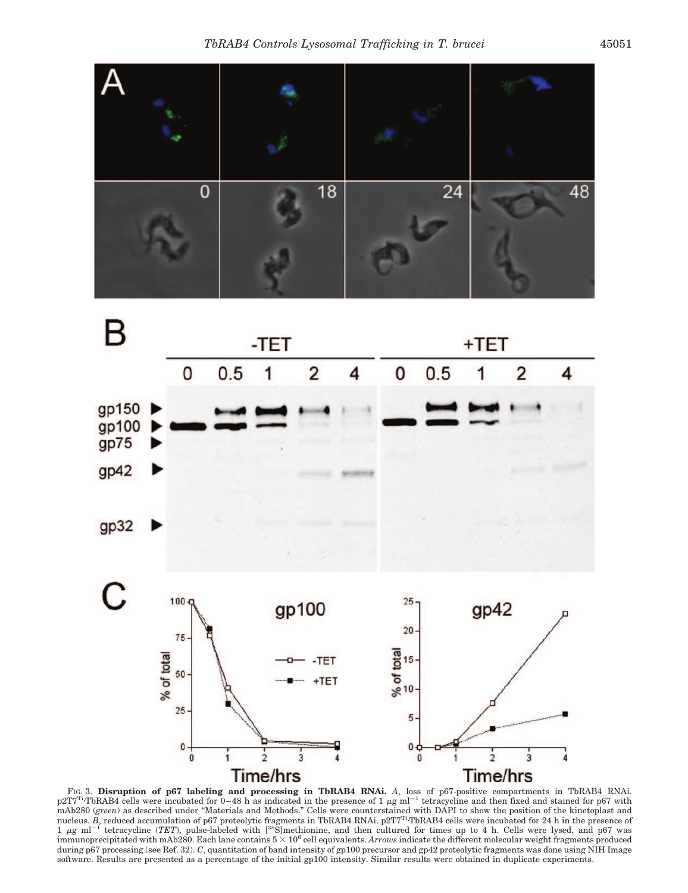FIG. 3. **Disruption of p67 labeling and processing in TbRAB4 RNAi.** *A*, loss of p67-positive compartments in TbRAB4 RNAi. p2T7[Ti]-TbRAB4 cells were incubated for 0–48 h as indicated in the presence of 1 μg ml$^{-1}$ tetracycline and then fixed and stained for p67 with mAb280 (*green*) as described under "Materials and Methods." Cells were counterstained with DAPI to show the position of the kinetoplast and nucleus. *B*, reduced accumulation of p67 proteolytic fragments in TbRAB4 RNAi. p2T7[Ti]-TbRAB4 cells were incubated for 24 h in the presence of 1 μg ml$^{-1}$ tetracycline (*TET*), pulse-labeled with [$^{35}$S]methionine, and then cultured for times up to 4 h. Cells were lysed, and p67 was immunoprecipitated with mAb280. Each lane contains $5 \times 10^6$ cell equivalents. *Arrows* indicate the different molecular weight fragments produced during p67 processing (see Ref. 32). *C*, quantitation of band intensity of gp100 precursor and gp42 proteolytic fragments was done using NIH Image software. Results are presented as a percentage of the initial gp100 intensity. Similar results were obtained in duplicate experiments.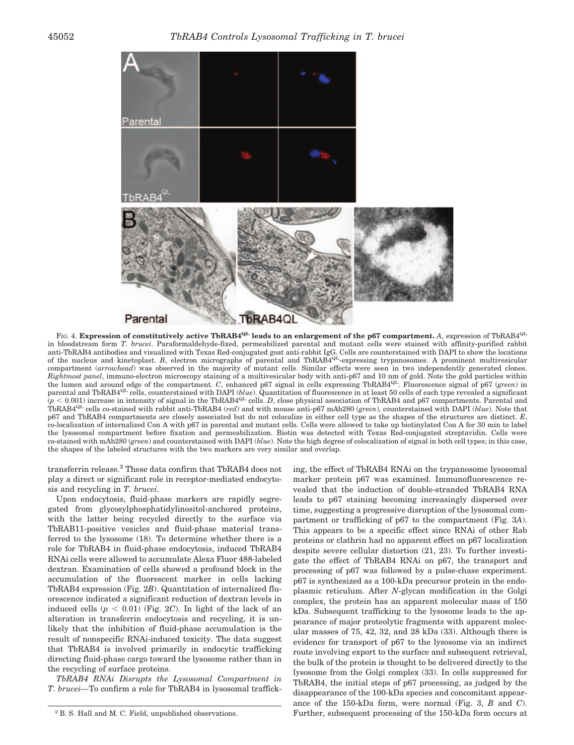FIG. 4. **Expression of constitutively active TbRAB4$^{QL}$ leads to an enlargement of the p67 compartment.** *A*, expression of TbRAB4$^{QL}$ in bloodstream form *T. brucei*. Paraformaldehyde-fixed, permeabilized parental and mutant cells were stained with affinity-purified rabbit anti-TbRAB4 antibodies and visualized with Texas Red-conjugated goat anti-rabbit IgG. Cells are counterstained with DAPI to show the locations of the nucleus and kinetoplast. *B*, electron micrographs of parental and TbRAB4$^{QL}$-expressing trypanosomes. A prominent multivesicular compartment (*arrowhead*) was observed in the majority of mutant cells. Similar effects were seen in two independently generated clones. *Rightmost panel*, immuno-electron microscopy staining of a multivesicular body with anti-p67 and 10 nm of gold. Note the gold particles within the lumen and around edge of the compartment. *C*, enhanced p67 signal in cells expressing TbRAB4$^{QL}$. Fluorescence signal of p67 (*green*) in parental and TbRAB4$^{QL}$ cells, counterstained with DAPI (*blue*). Quantitation of fluorescence in at least 50 cells of each type revealed a significant ($p < 0.001$) increase in intensity of signal in the TbRAB4$^{QL}$ cells. *D*, close physical association of TbRAB4 and p67 compartments. Parental and TbRAB4$^{QL}$ cells co-stained with rabbit anti-TbRAB4 (*red*) and with mouse anti-p67 mAb280 (*green*), counterstained with DAPI (*blue*). Note that p67 and TbRAB4 compartments are closely associated but do not colocalize in either cell type as the shapes of the structures are distinct. *E*, co-localization of internalized Con A with p67 in parental and mutant cells. Cells were allowed to take up biotinylated Con A for 30 min to label the lysosomal compartment before fixation and permeabilization. Biotin was detected with Texas Red-conjugated streptavidin. Cells were co-stained with mAb280 (*green*) and counterstained with DAPI (*blue*). Note the high degree of colocalization of signal in both cell types; in this case, the shapes of the labeled structures with the two markers are very similar and overlap.

transferrin release.[2] These data confirm that TbRAB4 does not play a direct or significant role in receptor-mediated endocytosis and recycling in *T. brucei*.

Upon endocytosis, fluid-phase markers are rapidly segregated from glycosylphosphatidylinositol-anchored proteins, with the latter being recycled directly to the surface via TbRAB11-positive vesicles and fluid-phase material transferred to the lysosome (18). To determine whether there is a role for TbRAB4 in fluid-phase endocytosis, induced TbRAB4 RNAi cells were allowed to accumulate Alexa Fluor 488-labeled dextran. Examination of cells showed a profound block in the accumulation of the fluorescent marker in cells lacking TbRAB4 expression (Fig. 2*B*). Quantitation of internalized fluorescence indicated a significant reduction of dextran levels in induced cells ($p < 0.01$) (Fig. 2*C*). In light of the lack of an alteration in transferrin endocytosis and recycling, it is unlikely that the inhibition of fluid-phase accumulation is the result of nonspecific RNAi-induced toxicity. The data suggest that TbRAB4 is involved primarily in endocytic trafficking directing fluid-phase cargo toward the lysosome rather than in the recycling of surface proteins.

*TbRAB4 RNAi Disrupts the Lysosomal Compartment in T. brucei*—To confirm a role for TbRAB4 in lysosomal trafficking, the effect of TbRAB4 RNAi on the trypanosome lysosomal marker protein p67 was examined. Immunofluorescence revealed that the induction of double-stranded TbRAB4 RNA leads to p67 staining becoming increasingly dispersed over time, suggesting a progressive disruption of the lysosomal compartment or trafficking of p67 to the compartment (Fig. 3*A*). This appears to be a specific effect since RNAi of other Rab proteins or clathrin had no apparent effect on p67 localization despite severe cellular distortion (21, 23). To further investigate the effect of TbRAB4 RNAi on p67, the transport and processing of p67 was followed by a pulse-chase experiment. p67 is synthesized as a 100-kDa precursor protein in the endoplasmic reticulum. After *N*-glycan modification in the Golgi complex, the protein has an apparent molecular mass of 150 kDa. Subsequent trafficking to the lysosome leads to the appearance of major proteolytic fragments with apparent molecular masses of 75, 42, 32, and 28 kDa (33). Although there is evidence for transport of p67 to the lysosome via an indirect route involving export to the surface and subsequent retrieval, the bulk of the protein is thought to be delivered directly to the lysosome from the Golgi complex (33). In cells suppressed for TbRAB4, the initial steps of p67 processing, as judged by the disappearance of the 100-kDa species and concomitant appearance of the 150-kDa form, were normal (Fig. 3, *B* and *C*). Further, subsequent processing of the 150-kDa form occurs at

[2] B. S. Hall and M. C. Field, unpublished observations.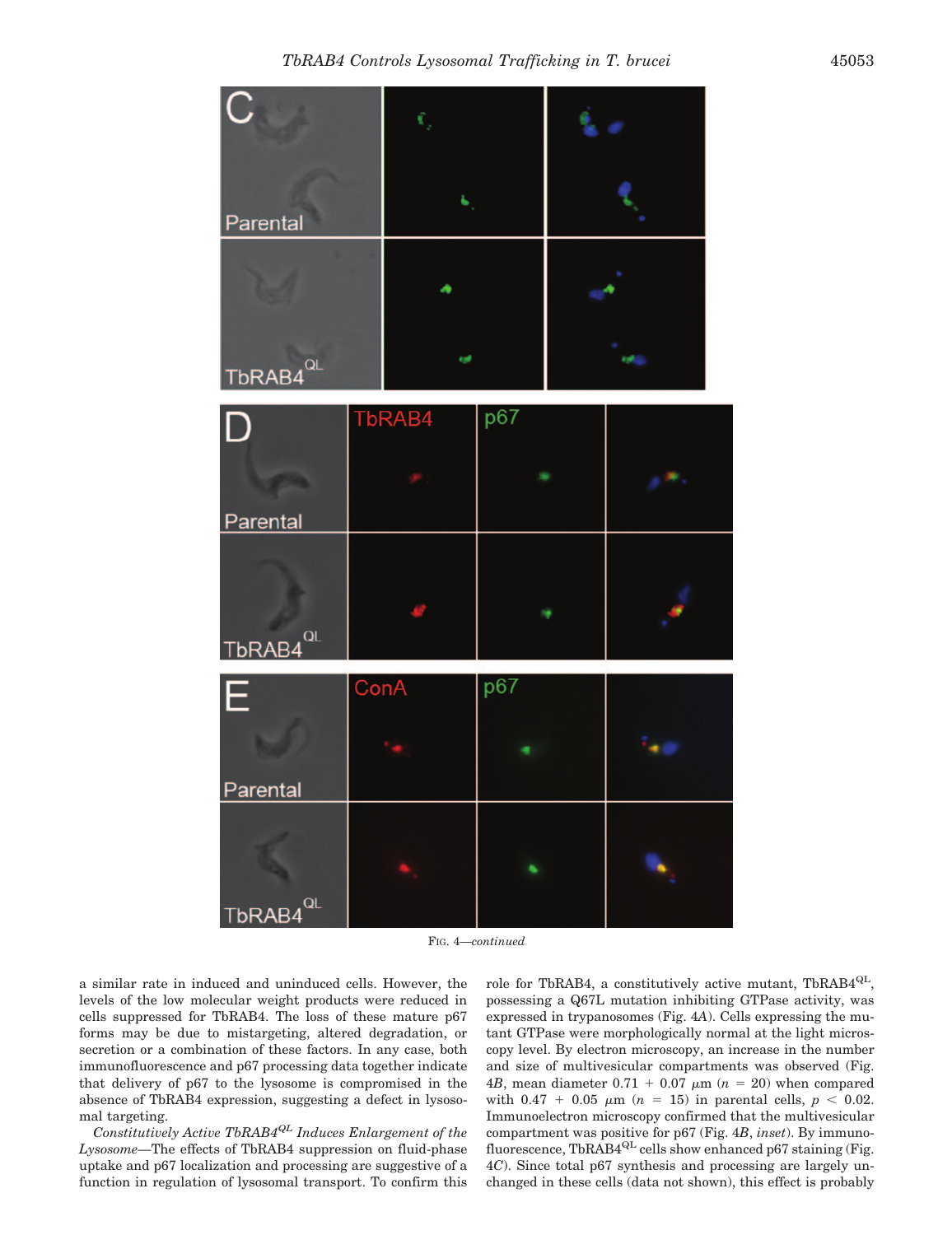FIG. 4—*continued*

a similar rate in induced and uninduced cells. However, the levels of the low molecular weight products were reduced in cells suppressed for TbRAB4. The loss of these mature p67 forms may be due to mistargeting, altered degradation, or secretion or a combination of these factors. In any case, both immunofluorescence and p67 processing data together indicate that delivery of p67 to the lysosome is compromised in the absence of TbRAB4 expression, suggesting a defect in lysosomal targeting.

*Constitutively Active TbRAB4$^{QL}$ Induces Enlargement of the Lysosome*—The effects of TbRAB4 suppression on fluid-phase uptake and p67 localization and processing are suggestive of a function in regulation of lysosomal transport. To confirm this role for TbRAB4, a constitutively active mutant, TbRAB4$^{QL}$, possessing a Q67L mutation inhibiting GTPase activity, was expressed in trypanosomes (Fig. 4*A*). Cells expressing the mutant GTPase were morphologically normal at the light microscopy level. By electron microscopy, an increase in the number and size of multivesicular compartments was observed (Fig. 4*B*, mean diameter 0.71 + 0.07 μm ($n$ = 20) when compared with 0.47 + 0.05 μm ($n$ = 15) in parental cells, $p < 0.02$. Immunoelectron microscopy confirmed that the multivesicular compartment was positive for p67 (Fig. 4*B*, *inset*). By immunofluorescence, TbRAB4$^{QL}$ cells show enhanced p67 staining (Fig. 4*C*). Since total p67 synthesis and processing are largely unchanged in these cells (data not shown), this effect is probably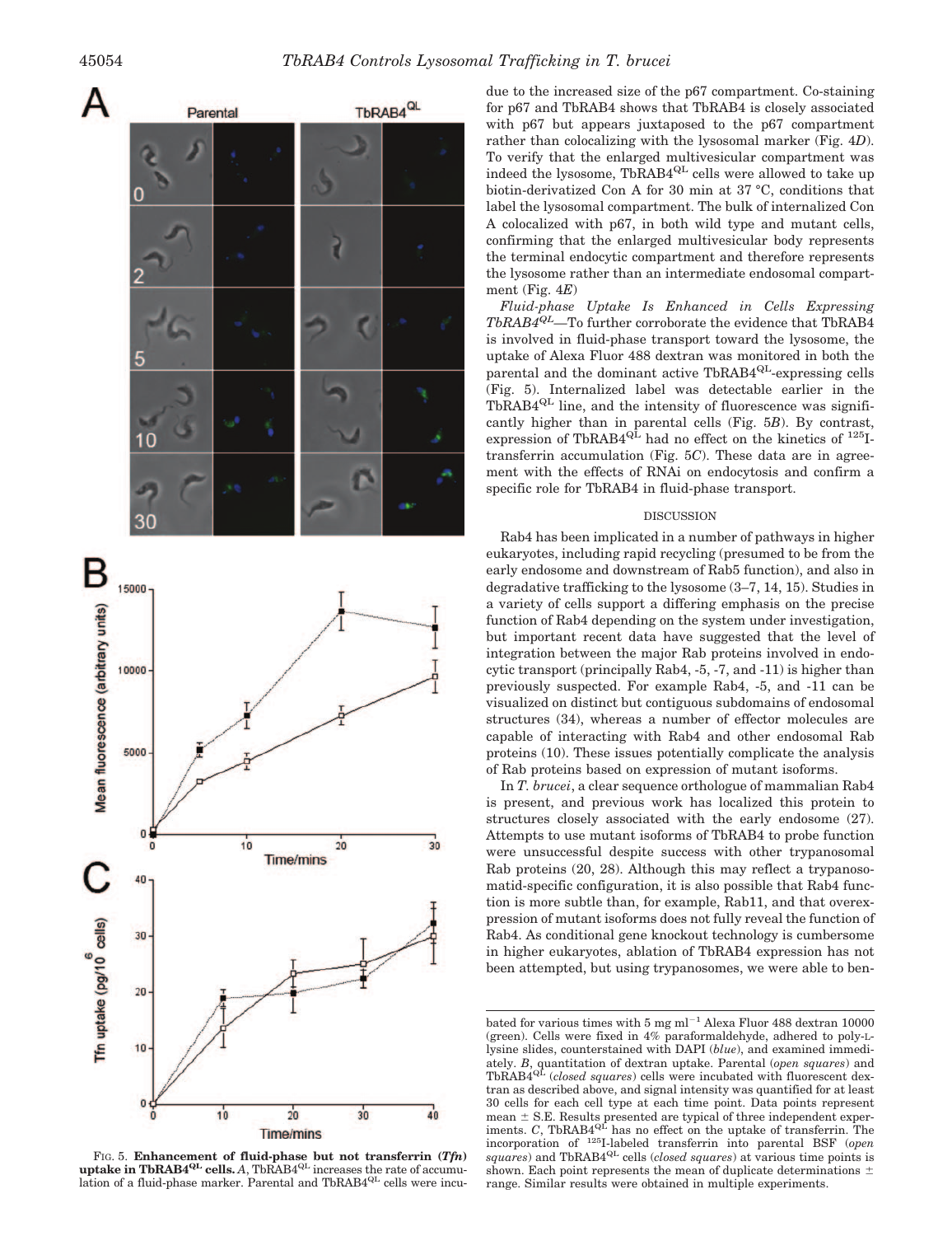due to the increased size of the p67 compartment. Co-staining for p67 and TbRAB4 shows that TbRAB4 is closely associated with p67 but appears juxtaposed to the p67 compartment rather than colocalizing with the lysosomal marker (Fig. 4*D*). To verify that the enlarged multivesicular compartment was indeed the lysosome, TbRAB4$^{QL}$ cells were allowed to take up biotin-derivatized Con A for 30 min at 37 °C, conditions that label the lysosomal compartment. The bulk of internalized Con A colocalized with p67, in both wild type and mutant cells, confirming that the enlarged multivesicular body represents the terminal endocytic compartment and therefore represents the lysosome rather than an intermediate endosomal compartment (Fig. 4*E*)

*Fluid-phase Uptake Is Enhanced in Cells Expressing TbRAB4$^{QL}$*—To further corroborate the evidence that TbRAB4 is involved in fluid-phase transport toward the lysosome, the uptake of Alexa Fluor 488 dextran was monitored in both the parental and the dominant active TbRAB4$^{QL}$-expressing cells (Fig. 5). Internalized label was detectable earlier in the TbRAB4$^{QL}$ line, and the intensity of fluorescence was significantly higher than in parental cells (Fig. 5*B*). By contrast, expression of TbRAB4$^{QL}$ had no effect on the kinetics of $^{125}$I-transferrin accumulation (Fig. 5*C*). These data are in agreement with the effects of RNAi on endocytosis and confirm a specific role for TbRAB4 in fluid-phase transport.

## DISCUSSION

Rab4 has been implicated in a number of pathways in higher eukaryotes, including rapid recycling (presumed to be from the early endosome and downstream of Rab5 function), and also in degradative trafficking to the lysosome (3–7, 14, 15). Studies in a variety of cells support a differing emphasis on the precise function of Rab4 depending on the system under investigation, but important recent data have suggested that the level of integration between the major Rab proteins involved in endocytic transport (principally Rab4, -5, -7, and -11) is higher than previously suspected. For example Rab4, -5, and -11 can be visualized on distinct but contiguous subdomains of endosomal structures (34), whereas a number of effector molecules are capable of interacting with Rab4 and other endosomal Rab proteins (10). These issues potentially complicate the analysis of Rab proteins based on expression of mutant isoforms.

In *T. brucei*, a clear sequence orthologue of mammalian Rab4 is present, and previous work has localized this protein to structures closely associated with the early endosome (27). Attempts to use mutant isoforms of TbRAB4 to probe function were unsuccessful despite success with other trypanosomal Rab proteins (20, 28). Although this may reflect a trypanosomatid-specific configuration, it is also possible that Rab4 function is more subtle than, for example, Rab11, and that overexpression of mutant isoforms does not fully reveal the function of Rab4. As conditional gene knockout technology is cumbersome in higher eukaryotes, ablation of TbRAB4 expression has not been attempted, but using trypanosomes, we were able to ben-

**FIG. 5. Enhancement of fluid-phase but not transferrin (*Tfn*) uptake in TbRAB4$^{QL}$ cells.** *A*, TbRAB4$^{QL}$ increases the rate of accumulation of a fluid-phase marker. Parental and TbRAB4$^{QL}$ cells were incubated for various times with 5 mg ml$^{-1}$ Alexa Fluor 488 dextran 10000 (green). Cells were fixed in 4% paraformaldehyde, adhered to poly-L-lysine slides, counterstained with DAPI (*blue*), and examined immediately. *B*, quantitation of dextran uptake. Parental (*open squares*) and TbRAB4$^{QL}$ (*closed squares*) cells were incubated with fluorescent dextran as described above, and signal intensity was quantified for at least 30 cells for each cell type at each time point. Data points represent mean ± S.E. Results presented are typical of three independent experiments. *C*, TbRAB4$^{QL}$ has no effect on the uptake of transferrin. The incorporation of $^{125}$I-labeled transferrin into parental BSF (*open squares*) and TbRAB4$^{QL}$ cells (*closed squares*) at various time points is shown. Each point represents the mean of duplicate determinations ± range. Similar results were obtained in multiple experiments.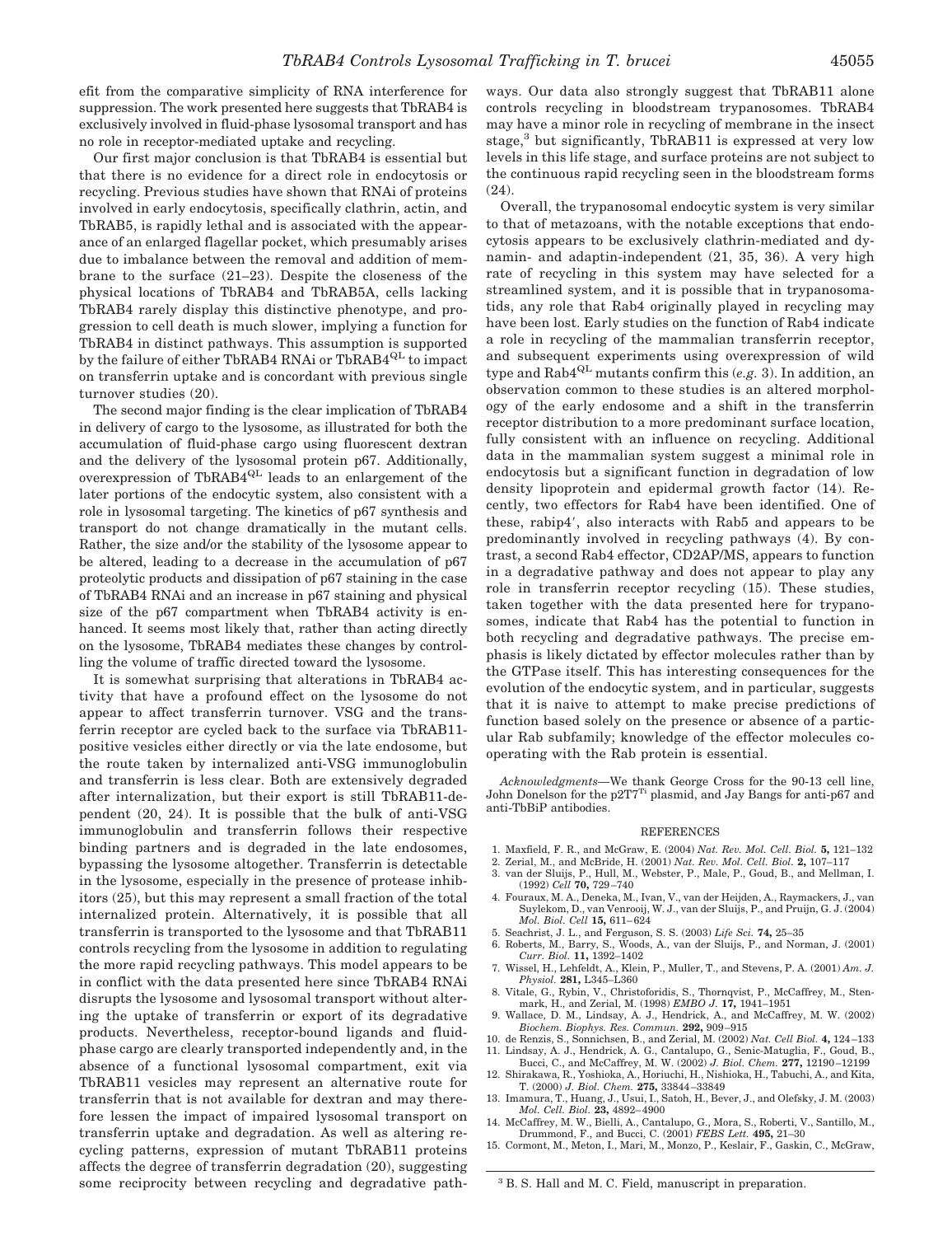efit from the comparative simplicity of RNA interference for suppression. The work presented here suggests that TbRAB4 is exclusively involved in fluid-phase lysosomal transport and has no role in receptor-mediated uptake and recycling.

Our first major conclusion is that TbRAB4 is essential but that there is no evidence for a direct role in endocytosis or recycling. Previous studies have shown that RNAi of proteins involved in early endocytosis, specifically clathrin, actin, and TbRAB5, is rapidly lethal and is associated with the appearance of an enlarged flagellar pocket, which presumably arises due to imbalance between the removal and addition of membrane to the surface (21–23). Despite the closeness of the physical locations of TbRAB4 and TbRAB5A, cells lacking TbRAB4 rarely display this distinctive phenotype, and progression to cell death is much slower, implying a function for TbRAB4 in distinct pathways. This assumption is supported by the failure of either TbRAB4 RNAi or TbRAB4$^{QL}$ to impact on transferrin uptake and is concordant with previous single turnover studies (20).

The second major finding is the clear implication of TbRAB4 in delivery of cargo to the lysosome, as illustrated for both the accumulation of fluid-phase cargo using fluorescent dextran and the delivery of the lysosomal protein p67. Additionally, overexpression of TbRAB4$^{QL}$ leads to an enlargement of the later portions of the endocytic system, also consistent with a role in lysosomal targeting. The kinetics of p67 synthesis and transport do not change dramatically in the mutant cells. Rather, the size and/or the stability of the lysosome appear to be altered, leading to a decrease in the accumulation of p67 proteolytic products and dissipation of p67 staining in the case of TbRAB4 RNAi and an increase in p67 staining and physical size of the p67 compartment when TbRAB4 activity is enhanced. It seems most likely that, rather than acting directly on the lysosome, TbRAB4 mediates these changes by controlling the volume of traffic directed toward the lysosome.

It is somewhat surprising that alterations in TbRAB4 activity that have a profound effect on the lysosome do not appear to affect transferrin turnover. VSG and the transferrin receptor are cycled back to the surface via TbRAB11-positive vesicles either directly or via the late endosome, but the route taken by internalized anti-VSG immunoglobulin and transferrin is less clear. Both are extensively degraded after internalization, but their export is still TbRAB11-dependent (20, 24). It is possible that the bulk of anti-VSG immunoglobulin and transferrin follows their respective binding partners and is degraded in the late endosomes, bypassing the lysosome altogether. Transferrin is detectable in the lysosome, especially in the presence of protease inhibitors (25), but this may represent a small fraction of the total internalized protein. Alternatively, it is possible that all transferrin is transported to the lysosome and that TbRAB11 controls recycling from the lysosome in addition to regulating the more rapid recycling pathways. This model appears to be in conflict with the data presented here since TbRAB4 RNAi disrupts the lysosome and lysosomal transport without altering the uptake of transferrin or export of its degradative products. Nevertheless, receptor-bound ligands and fluid-phase cargo are clearly transported independently and, in the absence of a functional lysosomal compartment, exit via TbRAB11 vesicles may represent an alternative route for transferrin that is not available for dextran and may therefore lessen the impact of impaired lysosomal transport on transferrin uptake and degradation. As well as altering recycling patterns, expression of mutant TbRAB11 proteins affects the degree of transferrin degradation (20), suggesting some reciprocity between recycling and degradative pathways. Our data also strongly suggest that TbRAB11 alone controls recycling in bloodstream trypanosomes. TbRAB4 may have a minor role in recycling of membrane in the insect stage,[3] but significantly, TbRAB11 is expressed at very low levels in this life stage, and surface proteins are not subject to the continuous rapid recycling seen in the bloodstream forms (24).

Overall, the trypanosomal endocytic system is very similar to that of metazoans, with the notable exceptions that endocytosis appears to be exclusively clathrin-mediated and dynamin- and adaptin-independent (21, 35, 36). A very high rate of recycling in this system may have selected for a streamlined system, and it is possible that in trypanosomatids, any role that Rab4 originally played in recycling may have been lost. Early studies on the function of Rab4 indicate a role in recycling of the mammalian transferrin receptor, and subsequent experiments using overexpression of wild type and Rab4$^{QL}$ mutants confirm this (*e.g.* 3). In addition, an observation common to these studies is an altered morphology of the early endosome and a shift in the transferrin receptor distribution to a more predominant surface location, fully consistent with an influence on recycling. Additional data in the mammalian system suggest a minimal role in endocytosis but a significant function in degradation of low density lipoprotein and epidermal growth factor (14). Recently, two effectors for Rab4 have been identified. One of these, rabip4′, also interacts with Rab5 and appears to be predominantly involved in recycling pathways (4). By contrast, a second Rab4 effector, CD2AP/MS, appears to function in a degradative pathway and does not appear to play any role in transferrin receptor recycling (15). These studies, taken together with the data presented here for trypanosomes, indicate that Rab4 has the potential to function in both recycling and degradative pathways. The precise emphasis is likely dictated by effector molecules rather than by the GTPase itself. This has interesting consequences for the evolution of the endocytic system, and in particular, suggests that it is naive to attempt to make precise predictions of function based solely on the presence or absence of a particular Rab subfamily; knowledge of the effector molecules cooperating with the Rab protein is essential.

*Acknowledgments*—We thank George Cross for the 90-13 cell line, John Donelson for the p2T7$^{Ti}$ plasmid, and Jay Bangs for anti-p67 and anti-TbBiP antibodies.

## REFERENCES

1. Maxfield, F. R., and McGraw, E. (2004) *Nat. Rev. Mol. Cell. Biol.* **5,** 121–132
2. Zerial, M., and McBride, H. (2001) *Nat. Rev. Mol. Cell. Biol.* **2,** 107–117
3. van der Sluijs, P., Hull, M., Webster, P., Male, P., Goud, B., and Mellman, I. (1992) *Cell* **70,** 729–740
4. Fouraux, M. A., Deneka, M., Ivan, V., van der Heijden, A., Raymackers, J., van Suylekom, D., van Venrooij, W. J., van der Sluijs, P., and Pruijn, G. J. (2004) *Mol. Biol. Cell* **15,** 611–624
5. Seachrist, J. L., and Ferguson, S. S. (2003) *Life Sci.* **74,** 25–35
6. Roberts, M., Barry, S., Woods, A., van der Sluijs, P., and Norman, J. (2001) *Curr. Biol.* **11,** 1392–1402
7. Wissel, H., Lehfeldt, A., Klein, P., Muller, T., and Stevens, P. A. (2001) *Am. J. Physiol.* **281,** L345–L360
8. Vitale, G., Rybin, V., Christoforidis, S., Thornqvist, P., McCaffrey, M., Stenmark, H., and Zerial, M. (1998) *EMBO J.* **17,** 1941–1951
9. Wallace, D. M., Lindsay, A. J., Hendrick, A., and McCaffrey, M. W. (2002) *Biochem. Biophys. Res. Commun.* **292,** 909–915
10. de Renzis, S., Sonnichsen, B., and Zerial, M. (2002) *Nat. Cell Biol.* **4,** 124–133
11. Lindsay, A. J., Hendrick, A. G., Cantalupo, G., Senic-Matuglia, F., Goud, B., Bucci, C., and McCaffrey, M. W. (2002) *J. Biol. Chem.* **277,** 12190–12199
12. Shirakawa, R., Yoshioka, A., Horiuchi, H., Nishioka, H., Tabuchi, A., and Kita, T. (2000) *J. Biol. Chem.* **275,** 33844–33849
13. Imamura, T., Huang, J., Usui, I., Satoh, H., Bever, J., and Olefsky, J. M. (2003) *Mol. Cell. Biol.* **23,** 4892–4900
14. McCaffrey, M. W., Bielli, A., Cantalupo, G., Mora, S., Roberti, V., Santillo, M., Drummond, F., and Bucci, C. (2001) *FEBS Lett.* **495,** 21–30
15. Cormont, M., Meton, I., Mari, M., Monzo, P., Keslair, F., Gaskin, C., McGraw,

[3] B. S. Hall and M. C. Field, manuscript in preparation.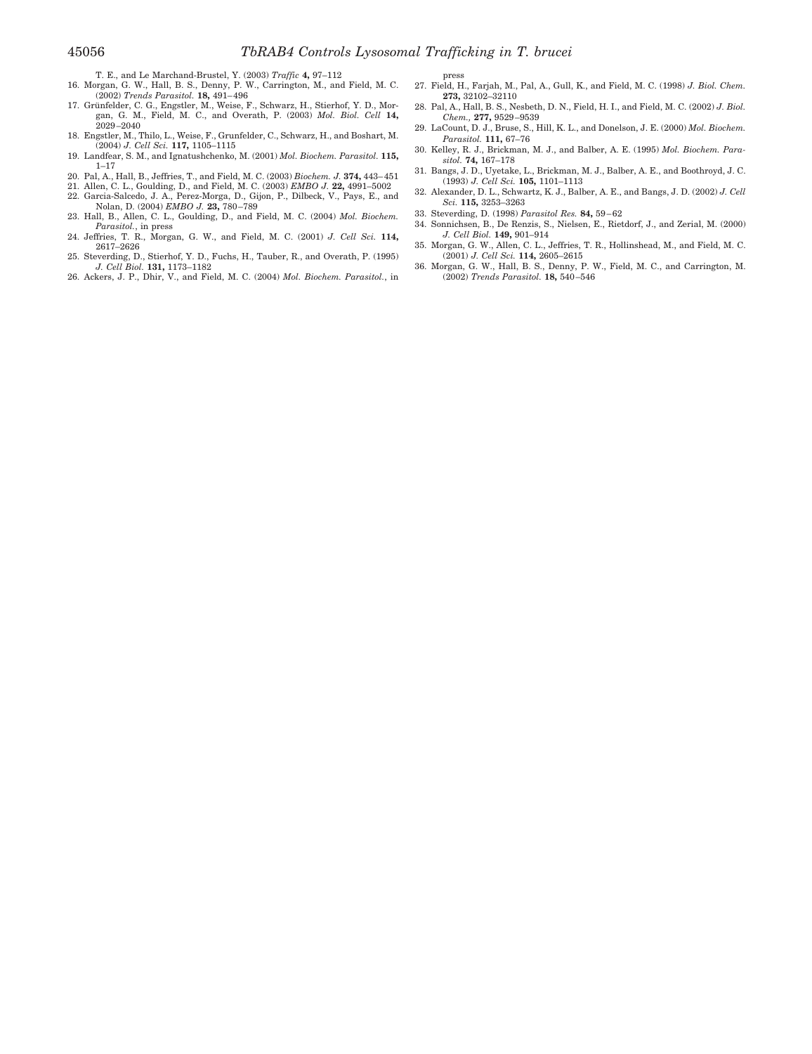T. E., and Le Marchand-Brustel, Y. (2003) *Traffic* **4,** 97–112
16. Morgan, G. W., Hall, B. S., Denny, P. W., Carrington, M., and Field, M. C. (2002) *Trends Parasitol.* **18,** 491–496
17. Grünfelder, C. G., Engstler, M., Weise, F., Schwarz, H., Stierhof, Y. D., Morgan, G. M., Field, M. C., and Overath, P. (2003) *Mol. Biol. Cell* **14,** 2029–2040
18. Engstler, M., Thilo, L., Weise, F., Grunfelder, C., Schwarz, H., and Boshart, M. (2004) *J. Cell Sci.* **117,** 1105–1115
19. Landfear, S. M., and Ignatushchenko, M. (2001) *Mol. Biochem. Parasitol.* **115,** 1–17
20. Pal, A., Hall, B., Jeffries, T., and Field, M. C. (2003) *Biochem. J.* **374,** 443–451
21. Allen, C. L., Goulding, D., and Field, M. C. (2003) *EMBO J.* **22,** 4991–5002
22. Garcia-Salcedo, J. A., Perez-Morga, D., Gijon, P., Dilbeck, V., Pays, E., and Nolan, D. (2004) *EMBO J.* **23,** 780–789
23. Hall, B., Allen, C. L., Goulding, D., and Field, M. C. (2004) *Mol. Biochem. Parasitol.*, in press
24. Jeffries, T. R., Morgan, G. W., and Field, M. C. (2001) *J. Cell Sci.* **114,** 2617–2626
25. Steverding, D., Stierhof, Y. D., Fuchs, H., Tauber, R., and Overath, P. (1995) *J. Cell Biol.* **131,** 1173–1182
26. Ackers, J. P., Dhir, V., and Field, M. C. (2004) *Mol. Biochem. Parasitol.*, in press
27. Field, H., Farjah, M., Pal, A., Gull, K., and Field, M. C. (1998) *J. Biol. Chem.* **273,** 32102–32110
28. Pal, A., Hall, B. S., Nesbeth, D. N., Field, H. I., and Field, M. C. (2002) *J. Biol. Chem.,* **277,** 9529–9539
29. LaCount, D. J., Bruse, S., Hill, K. L., and Donelson, J. E. (2000) *Mol. Biochem. Parasitol.* **111,** 67–76
30. Kelley, R. J., Brickman, M. J., and Balber, A. E. (1995) *Mol. Biochem. Parasitol.* **74,** 167–178
31. Bangs, J. D., Uyetake, L., Brickman, M. J., Balber, A. E., and Boothroyd, J. C. (1993) *J. Cell Sci.* **105,** 1101–1113
32. Alexander, D. L., Schwartz, K. J., Balber, A. E., and Bangs, J. D. (2002) *J. Cell Sci.* **115,** 3253–3263
33. Steverding, D. (1998) *Parasitol Res.* **84,** 59–62
34. Sonnichsen, B., De Renzis, S., Nielsen, E., Rietdorf, J., and Zerial, M. (2000) *J. Cell Biol.* **149,** 901–914
35. Morgan, G. W., Allen, C. L., Jeffries, T. R., Hollinshead, M., and Field, M. C. (2001) *J. Cell Sci.* **114,** 2605–2615
36. Morgan, G. W., Hall, B. S., Denny, P. W., Field, M. C., and Carrington, M. (2002) *Trends Parasitol.* **18,** 540–546